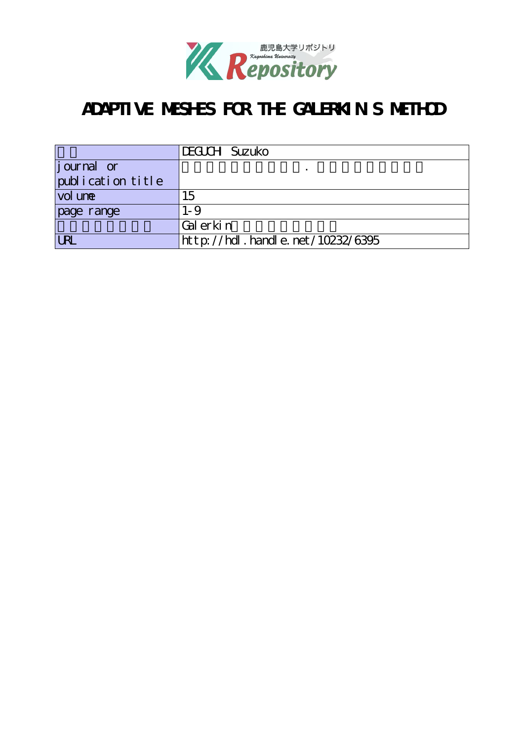# ADAPTIVE MESHES FOR THE GALERKIN S METHOD

| | |
|---|---|
| | DEGUCHI Suzuko |
| journal or publication title | . |
| volume | 15 |
| page range | 1-9 |
| | Galerkin |
| URL | http://hdl.handle.net/10232/6395 |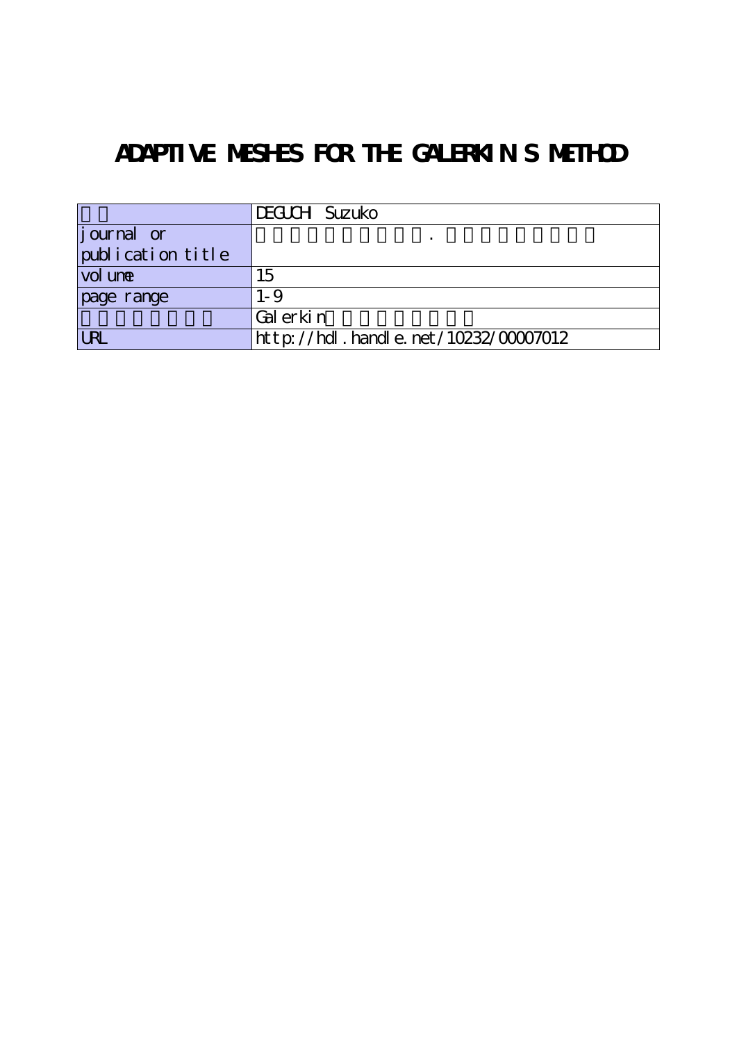# ADAPTIVE MESHES FOR THE GALERKIN S METHOD

|  | DEGUCHI Suzuko |
| --- | --- |
| journal or publication title | . |
| volume | 15 |
| page range | 1-9 |
|  | Galerkin |
| URL | http://hdl.handle.net/10232/00007012 |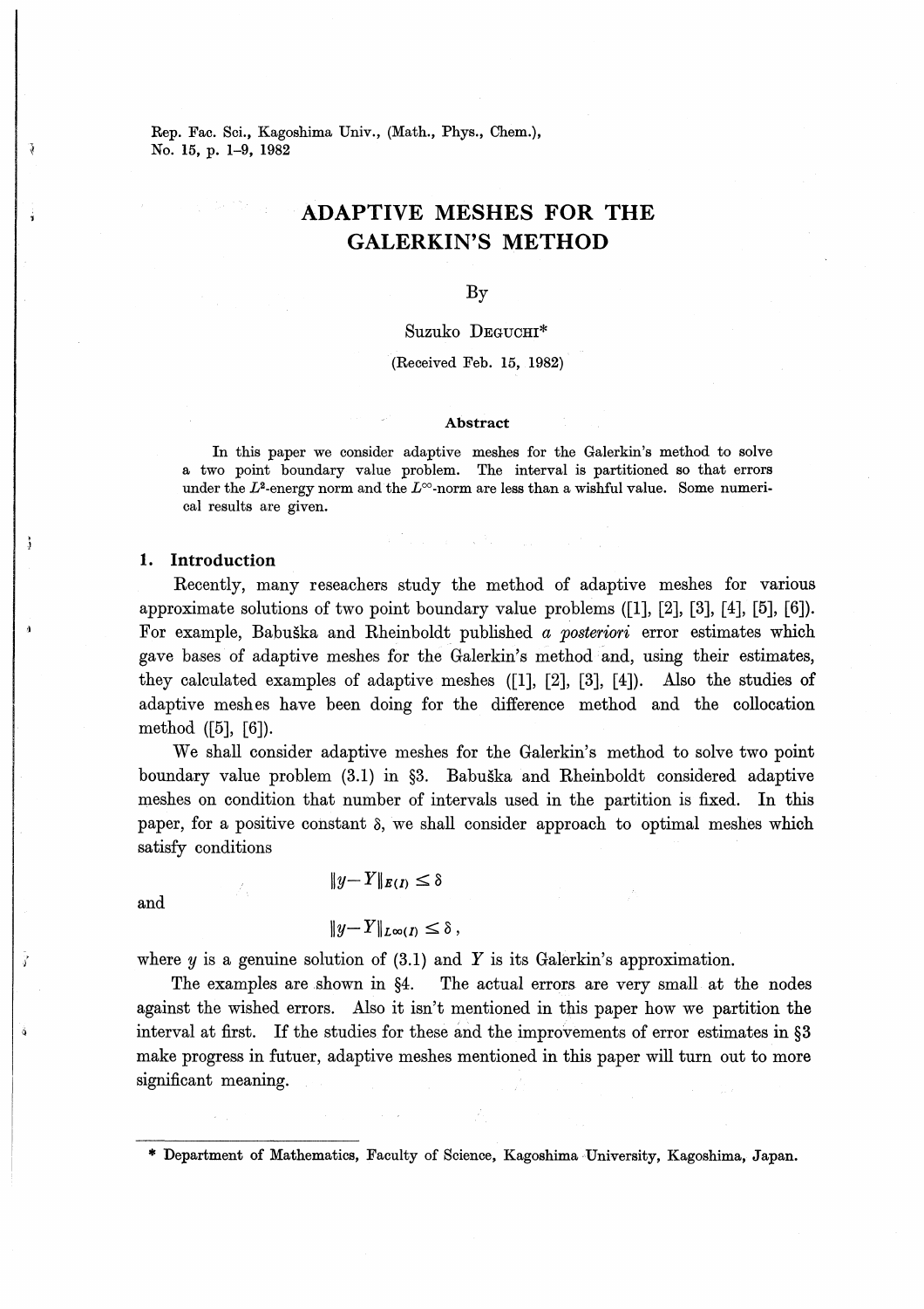# ADAPTIVE MESHES FOR THE GALERKIN'S METHOD

By

Suzuko DEGUCHI*

(Received Feb. 15, 1982)

### Abstract

In this paper we consider adaptive meshes for the Galerkin's method to solve a two point boundary value problem. The interval is partitioned so that errors under the $L^2$-energy norm and the $L^\infty$-norm are less than a wishful value. Some numerical results are given.

## 1. Introduction

Recently, many reseachers study the method of adaptive meshes for various approximate solutions of two point boundary value problems ([1], [2], [3], [4], [5], [6]). For example, Babuška and Rheinboldt published *a posteriori* error estimates which gave bases of adaptive meshes for the Galerkin's method and, using their estimates, they calculated examples of adaptive meshes ([1], [2], [3], [4]). Also the studies of adaptive meshes have been doing for the difference method and the collocation method ([5], [6]).

We shall consider adaptive meshes for the Galerkin's method to solve two point boundary value problem (3.1) in §3. Babuška and Rheinboldt considered adaptive meshes on condition that number of intervals used in the partition is fixed. In this paper, for a positive constant $\delta$, we shall consider approach to optimal meshes which satisfy conditions

$$\|y-Y\|_{E(I)} \leq \delta$$

and

$$\|y-Y\|_{L^\infty(I)} \leq \delta ,$$

where $y$ is a genuine solution of (3.1) and $Y$ is its Galerkin's approximation.

The examples are shown in §4. The actual errors are very small at the nodes against the wished errors. Also it isn't mentioned in this paper how we partition the interval at first. If the studies for these and the improvements of error estimates in §3 make progress in futuer, adaptive meshes mentioned in this paper will turn out to more significant meaning.

---

\* Department of Mathematics, Faculty of Science, Kagoshima University, Kagoshima, Japan.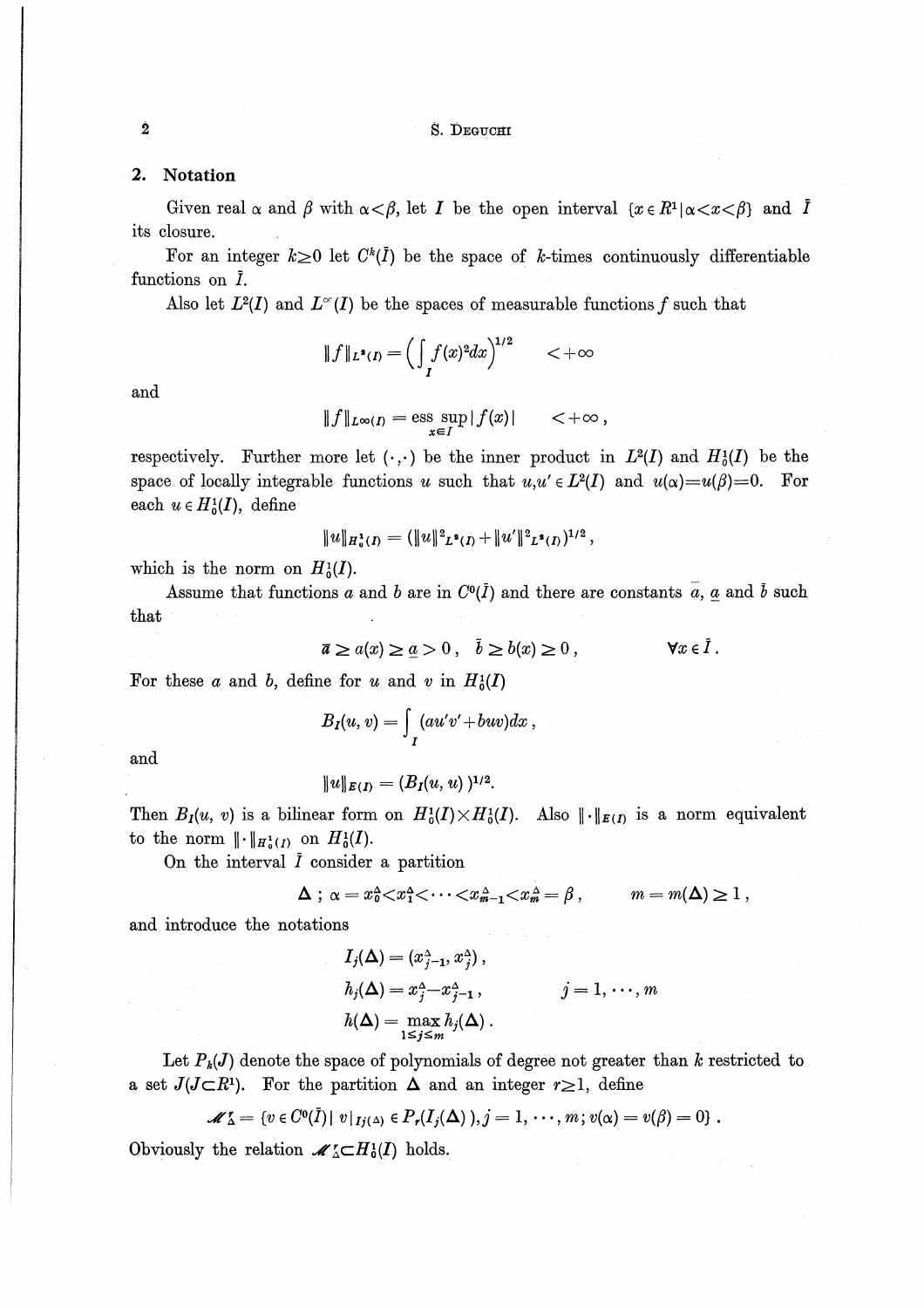## 2. Notation

Given real $\alpha$ and $\beta$ with $\alpha<\beta$, let $I$ be the open interval $\{x \in R^1 | \alpha<x<\beta\}$ and $\bar{I}$ its closure.

For an integer $k\geq 0$ let $C^k(\bar{I})$ be the space of $k$-times continuously differentiable functions on $\bar{I}$.

Also let $L^2(I)$ and $L^\infty(I)$ be the spaces of measurable functions $f$ such that

$$\|f\|_{L^2(I)} = \left(\int_I f(x)^2 dx\right)^{1/2} \quad <+\infty$$

and

$$\|f\|_{L^\infty(I)} = \operatorname*{ess\,sup}_{x\in I} |f(x)| \quad <+\infty ,$$

respectively. Further more let $(\cdot,\cdot)$ be the inner product in $L^2(I)$ and $H_0^1(I)$ be the space of locally integrable functions $u$ such that $u,u' \in L^2(I)$ and $u(\alpha)=u(\beta)=0$. For each $u \in H_0^1(I)$, define

$$\|u\|_{H_0^1(I)} = (\|u\|^2{}_{L^2(I)} + \|u'\|^2{}_{L^2(I)})^{1/2} ,$$

which is the norm on $H_0^1(I)$.

Assume that functions $a$ and $b$ are in $C^0(\bar{I})$ and there are constants $\bar{a}$, $\underline{a}$ and $\bar{b}$ such that

$$\bar{a} \geq a(x) \geq \underline{a} > 0 , \quad \bar{b} \geq b(x) \geq 0 , \qquad \forall x \in \bar{I} .$$

For these $a$ and $b$, define for $u$ and $v$ in $H_0^1(I)$

$$B_I(u, v) = \int_I (au'v' + buv)dx ,$$

and

$$\|u\|_{E(I)} = (B_I(u, u))^{1/2}.$$

Then $B_I(u, v)$ is a bilinear form on $H_0^1(I)\times H_0^1(I)$. Also $\|\cdot\|_{E(I)}$ is a norm equivalent to the norm $\|\cdot\|_{H_0^1(I)}$ on $H_0^1(I)$.

On the interval $\bar{I}$ consider a partition

$$\Delta\ ;\ \alpha = x_0^\Delta < x_1^\Delta < \cdots < x_{m-1}^\Delta < x_m^\Delta = \beta , \qquad m = m(\Delta) \geq 1 ,$$

and introduce the notations

$$I_j(\Delta) = (x_{j-1}^\Delta, x_j^\Delta) ,$$
$$h_j(\Delta) = x_j^\Delta - x_{j-1}^\Delta , \qquad j = 1, \cdots, m$$
$$h(\Delta) = \max_{1\leq j\leq m} h_j(\Delta) .$$

Let $P_k(J)$ denote the space of polynomials of degree not greater than $k$ restricted to a set $J(J\subset R^1)$. For the partition $\Delta$ and an integer $r\geq 1$, define

$$\mathscr{M}_\Delta^r = \{v \in C^0(\bar{I}) |\ v|_{I_j(\Delta)} \in P_r(I_j(\Delta)), j = 1, \cdots, m; v(\alpha) = v(\beta) = 0\} .$$

Obviously the relation $\mathscr{M}_\Delta^r \subset H_0^1(I)$ holds.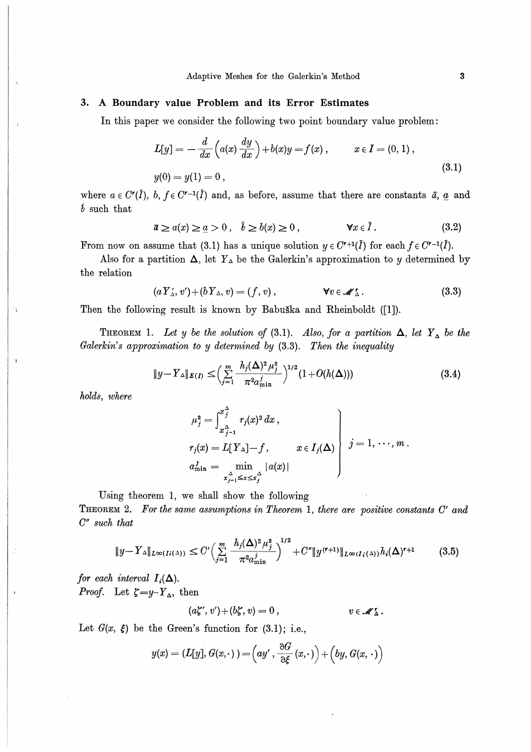## 3. A Boundary value Problem and its Error Estimates

In this paper we consider the following two point boundary value problem:

$$
\begin{aligned}
L[y] &= -\frac{d}{dx}\left(a(x)\frac{dy}{dx}\right)+b(x)y=f(x)\,, \qquad x\in I=(0,1)\,,\\
y(0) &= y(1)=0\,,
\end{aligned}
\tag{3.1}
$$

where $a\in C^r(\bar{I})$, $b, f\in C^{r-1}(\bar{I})$ and, as before, assume that there are constants $\bar{a}$, $\underline{a}$ and $\bar{b}$ such that

$$
\bar{a}\geq a(x)\geq \underline{a}>0\,,\quad \bar{b}\geq b(x)\geq 0\,, \qquad \forall x\in\bar{I}\,. \tag{3.2}
$$

From now on assume that (3.1) has a unique solution $y\in C^{r+1}(\bar{I})$ for each $f\in C^{r-1}(\bar{I})$.

Also for a partition $\Delta$, let $Y_\Delta$ be the Galerkin's approximation to $y$ determined by the relation

$$
(aY_\Delta', v')+(bY_\Delta, v)=(f, v)\,, \qquad \forall v\in\mathcal{M}_\Delta^r\,. \tag{3.3}
$$

Then the following result is known by Babuška and Rheinboldt ([1]).

THEOREM 1. *Let $y$ be the solution of* (3.1). *Also, for a partition $\Delta$, let $Y_\Delta$ be the Galerkin's approximation to $y$ determined by* (3.3). *Then the inequality*

$$
\|y-Y_\Delta\|_{E(I)}\leq\left(\sum_{j=1}^{m}\frac{h_j(\Delta)^2\mu_j^2}{\pi^2 a_{\min}^j}\right)^{1/2}(1+O(h(\Delta))) \tag{3.4}
$$

*holds, where*

$$
\left.
\begin{aligned}
\mu_j^2 &= \int_{x_{j-1}^\Delta}^{x_j^\Delta} r_j(x)^2\,dx\,,\\
r_j(x) &= L[Y_\Delta]-f\,, \qquad x\in I_j(\Delta)\\
a_{\min}^j &= \min_{x_{j-1}^\Delta\leq x\leq x_j^\Delta}|a(x)|
\end{aligned}
\right\}\quad j=1,\cdots,m\,.
$$

Using theorem 1, we shall show the following

THEOREM 2. *For the same assumptions in Theorem* 1, *there are positive constants $C'$ and $C''$ such that*

$$
\|y-Y_\Delta\|_{L^\infty(I_i(\Delta))}\leq C'\left(\sum_{j=1}^{m}\frac{h_j(\Delta)^2\mu_j^2}{\pi^2 a_{\min}^j}\right)^{1/2}+C''\|y^{(r+1)}\|_{L^\infty(I_i(\Delta))}h_i(\Delta)^{r+1} \tag{3.5}
$$

*for each interval $I_i(\Delta)$.*

*Proof.* Let $\zeta=y-Y_\Delta$, then

$$
(a\zeta', v')+(b\zeta, v)=0\,, \qquad v\in\mathcal{M}_\Delta^r\,.
$$

Let $G(x,\xi)$ be the Green's function for (3.1); i.e.,

$$
y(x)=(L[y], G(x,\cdot))=\left(ay', \frac{\partial G}{\partial\xi}(x,\cdot)\right)+\left(by, G(x,\cdot)\right)
$$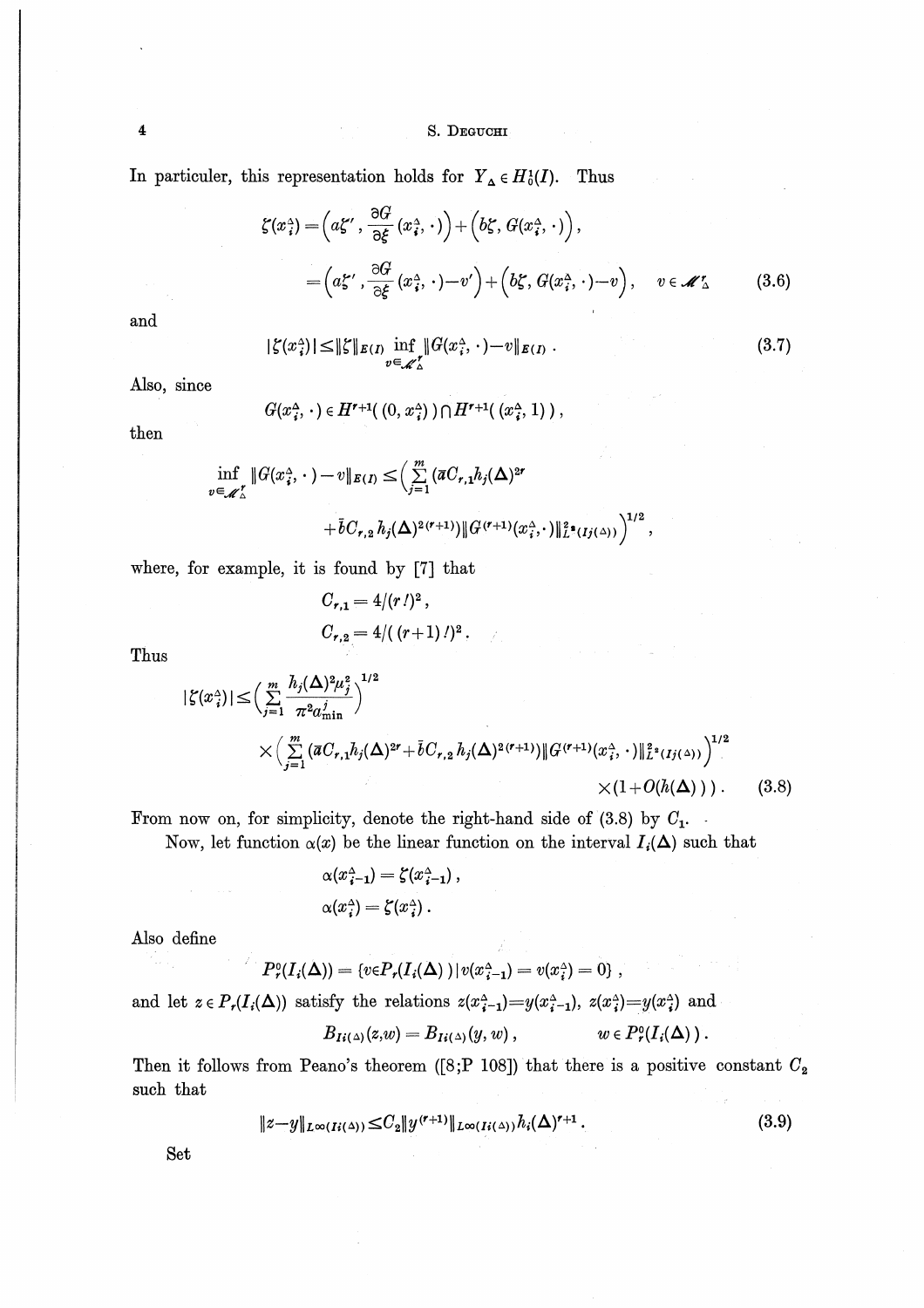In particuler, this representation holds for $Y_\Delta \in H_0^1(I)$. Thus

$$
\begin{aligned}
\zeta(x_i^\Delta) &= \left(a\zeta', \frac{\partial G}{\partial \xi}(x_i^\Delta, \cdot)\right) + \left(b\zeta, G(x_i^\Delta, \cdot)\right), \\
&= \left(a\zeta', \frac{\partial G}{\partial \xi}(x_i^\Delta, \cdot) - v'\right) + \left(b\zeta, G(x_i^\Delta, \cdot) - v\right), \quad v \in \mathscr{M}_\Delta^r
\end{aligned}
\tag{3.6}
$$

and

$$
|\zeta(x_i^\Delta)| \leq \|\zeta\|_{E(I)} \inf_{v \in \mathscr{M}_\Delta^r} \|G(x_i^\Delta, \cdot) - v\|_{E(I)} . \tag{3.7}
$$

Also, since

$$
G(x_i^\Delta, \cdot) \in H^{r+1}((0, x_i^\Delta)) \cap H^{r+1}((x_i^\Delta, 1)),
$$

then

$$
\inf_{v \in \mathscr{M}_\Delta^r} \|G(x_i^\Delta, \cdot) - v\|_{E(I)} \leq \Big( \sum_{j=1}^m (\bar{a} C_{r,1} h_j(\Delta)^{2r} + \bar{b} C_{r,2} h_j(\Delta)^{2(r+1)}) \|G^{(r+1)}(x_i^\Delta, \cdot)\|_{L^2(I_j(\Delta))}^2 \Big)^{1/2},
$$

where, for example, it is found by [7] that

$$
C_{r,1} = 4/(r!)^2,
$$

$$
C_{r,2} = 4/((r+1)!)^2 .
$$

Thus

$$
\begin{aligned}
|\zeta(x_i^\Delta)| \leq & \Big( \sum_{j=1}^m \frac{h_j(\Delta)^2 \mu_j^2}{\pi^2 a_{\min}^j} \Big)^{1/2} \\
& \times \Big( \sum_{j=1}^m (\bar{a} C_{r,1} h_j(\Delta)^{2r} + \bar{b} C_{r,2} h_j(\Delta)^{2(r+1)}) \|G^{(r+1)}(x_i^\Delta, \cdot)\|_{L^2(I_j(\Delta))}^2 \Big)^{1/2} \\
& \times (1 + O(h(\Delta))) .
\end{aligned}
\tag{3.8}
$$

From now on, for simplicity, denote the right-hand side of (3.8) by $C_1$.

Now, let function $\alpha(x)$ be the linear function on the interval $I_i(\Delta)$ such that

$$
\alpha(x_{i-1}^\Delta) = \zeta(x_{i-1}^\Delta),
$$

$$
\alpha(x_i^\Delta) = \zeta(x_i^\Delta).
$$

Also define

$$
P_r^0(I_i(\Delta)) = \{ v \in P_r(I_i(\Delta)) \mid v(x_{i-1}^\Delta) = v(x_i^\Delta) = 0 \},
$$

and let $z \in P_r(I_i(\Delta))$ satisfy the relations $z(x_{i-1}^\Delta) = y(x_{i-1}^\Delta)$, $z(x_i^\Delta) = y(x_i^\Delta)$ and

$$
B_{I_i(\Delta)}(z, w) = B_{I_i(\Delta)}(y, w), \qquad w \in P_r^0(I_i(\Delta)).
$$

Then it follows from Peano's theorem ([8;P 108]) that there is a positive constant $C_2$ such that

$$
\|z - y\|_{L^\infty(I_i(\Delta))} \leq C_2 \|y^{(r+1)}\|_{L^\infty(I_i(\Delta))} h_i(\Delta)^{r+1} . \tag{3.9}
$$

Set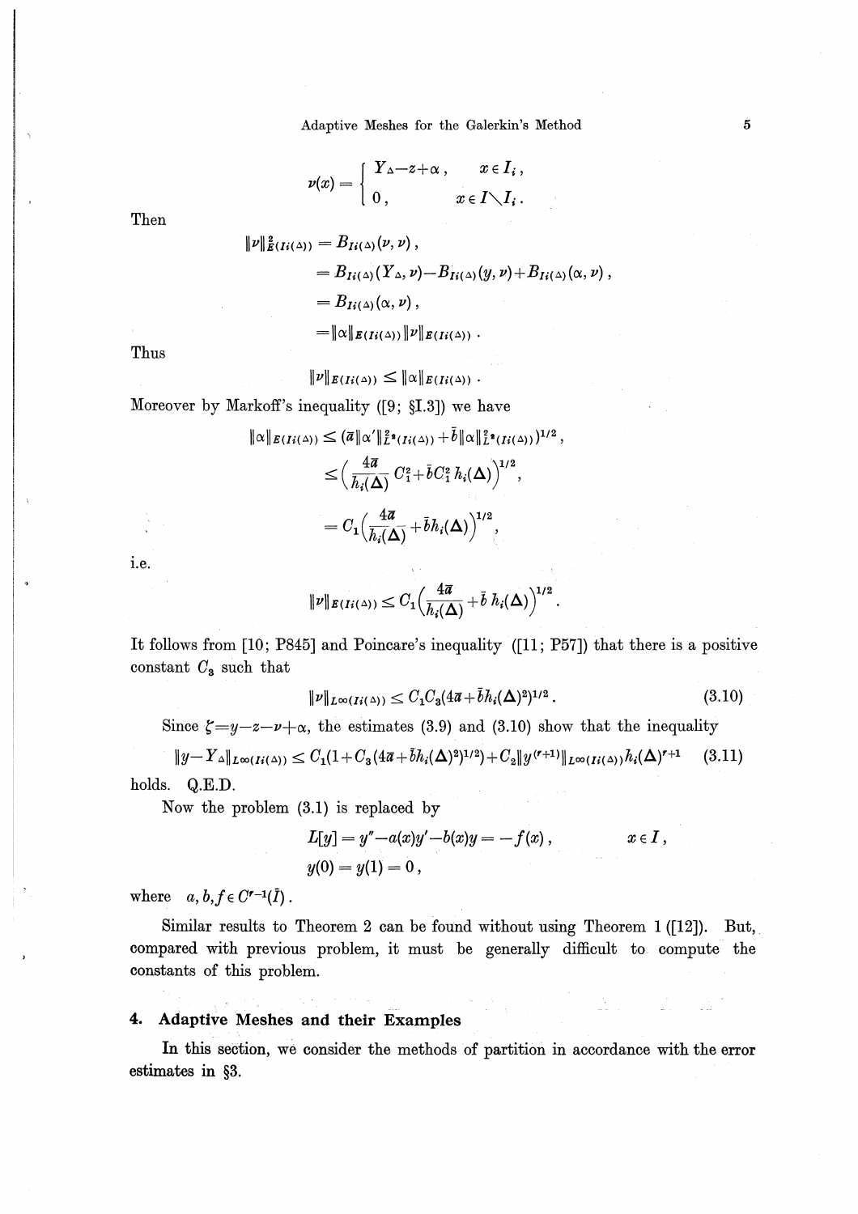$$\nu(x) = \begin{cases} Y_\Delta - z + \alpha, & x \in I_i, \\ 0, & x \in I \setminus I_i. \end{cases}$$

Then

$$\begin{aligned} \|\nu\|^2_{E(I_i(\Delta))} &= B_{I_i(\Delta)}(\nu, \nu), \\ &= B_{I_i(\Delta)}(Y_\Delta, \nu) - B_{I_i(\Delta)}(y, \nu) + B_{I_i(\Delta)}(\alpha, \nu), \\ &= B_{I_i(\Delta)}(\alpha, \nu), \\ &= \|\alpha\|_{E(I_i(\Delta))} \|\nu\|_{E(I_i(\Delta))}. \end{aligned}$$

Thus

$$\|\nu\|_{E(I_i(\Delta))} \leq \|\alpha\|_{E(I_i(\Delta))}.$$

Moreover by Markoff's inequality ([9; §I.3]) we have

$$\begin{aligned} \|\alpha\|_{E(I_i(\Delta))} &\leq (\bar{a}\|\alpha'\|^2_{L^2(I_i(\Delta))} + \bar{b}\|\alpha\|^2_{L^2(I_i(\Delta))})^{1/2}, \\ &\leq \left(\frac{4\bar{a}}{h_i(\Delta)} C_1^2 + \bar{b} C_1^2 h_i(\Delta)\right)^{1/2}, \\ &= C_1\left(\frac{4\bar{a}}{h_i(\Delta)} + \bar{b} h_i(\Delta)\right)^{1/2}, \end{aligned}$$

i.e.

$$\|\nu\|_{E(I_i(\Delta))} \leq C_1\left(\frac{4\bar{a}}{h_i(\Delta)} + \bar{b}\, h_i(\Delta)\right)^{1/2}.$$

It follows from [10; P845] and Poincare's inequality ([11; P57]) that there is a positive constant $C_3$ such that

$$\|\nu\|_{L^\infty(I_i(\Delta))} \leq C_1 C_3 (4\bar{a} + \bar{b} h_i(\Delta)^2)^{1/2}. \tag{3.10}$$

Since $\zeta = y - z - \nu + \alpha$, the estimates (3.9) and (3.10) show that the inequality

$$\|y - Y_\Delta\|_{L^\infty(I_i(\Delta))} \leq C_1(1 + C_3(4\bar{a} + \bar{b} h_i(\Delta)^2)^{1/2}) + C_2 \|y^{(r+1)}\|_{L^\infty(I_i(\Delta))} h_i(\Delta)^{r+1} \tag{3.11}$$

holds. Q.E.D.

Now the problem (3.1) is replaced by

$$\begin{aligned} L[y] = y'' - a(x)y' - b(x)y &= -f(x), \qquad x \in I, \\ y(0) = y(1) &= 0, \end{aligned}$$

where $a, b, f \in C^{r-1}(\bar{I})$.

Similar results to Theorem 2 can be found without using Theorem 1 ([12]). But, compared with previous problem, it must be generally difficult to compute the constants of this problem.

## 4. Adaptive Meshes and their Examples

In this section, we consider the methods of partition in accordance with the error estimates in §3.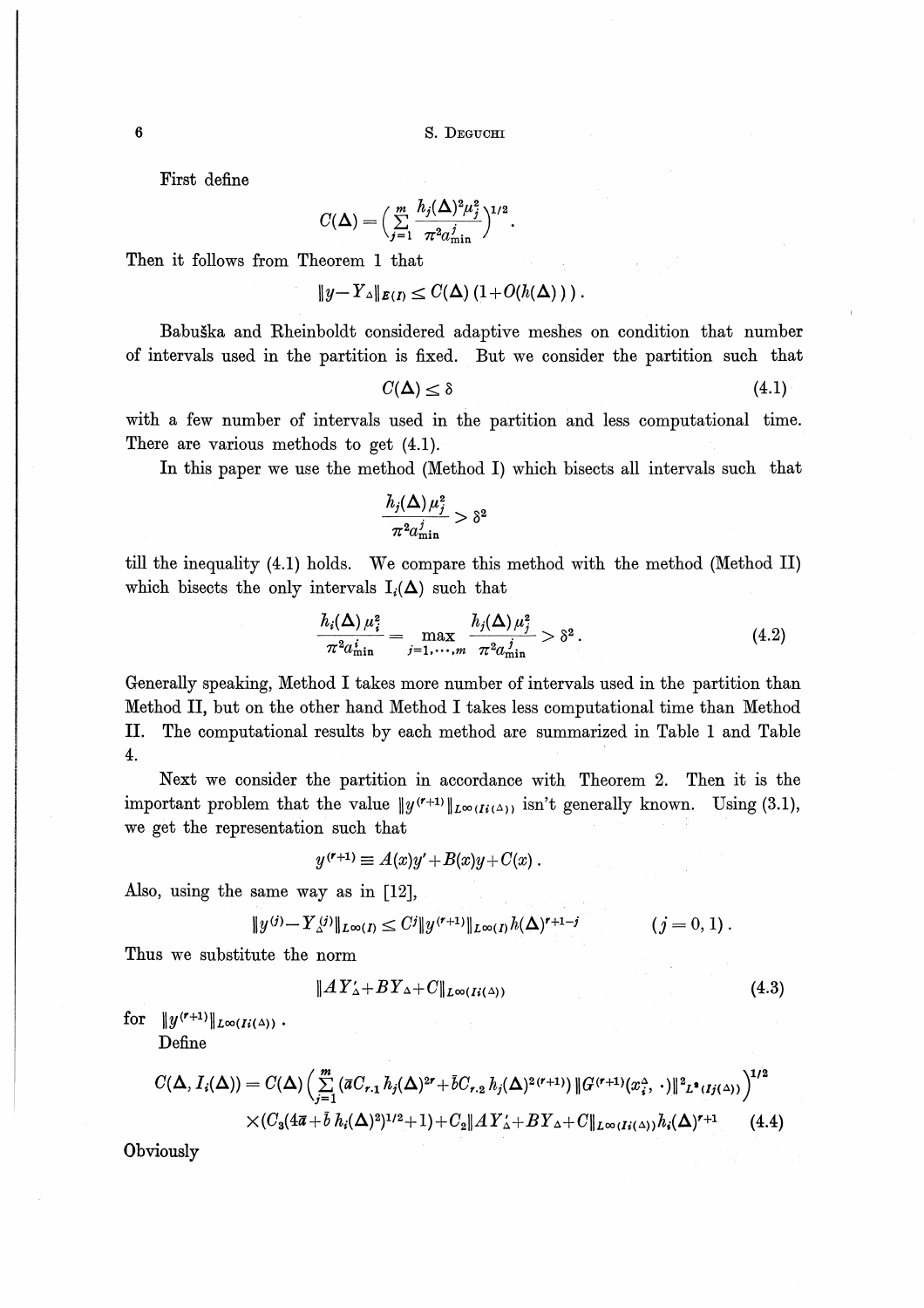First define

$$C(\Delta)=\Big(\sum_{j=1}^{m}\frac{h_j(\Delta)^2\mu_j^2}{\pi^2 a_{\min}^j}\Big)^{1/2}.$$

Then it follows from Theorem 1 that

$$\|y-Y_\Delta\|_{E(I)}\leq C(\Delta)\,(1+O(h(\Delta))).$$

Babuška and Rheinboldt considered adaptive meshes on condition that number of intervals used in the partition is fixed. But we consider the partition such that

$$C(\Delta)\leq\delta \tag{4.1}$$

with a few number of intervals used in the partition and less computational time. There are various methods to get (4.1).

In this paper we use the method (Method I) which bisects all intervals such that

$$\frac{h_j(\Delta)\mu_j^2}{\pi^2 a_{\min}^j}>\delta^2$$

till the inequality (4.1) holds. We compare this method with the method (Method II) which bisects the only intervals $I_i(\Delta)$ such that

$$\frac{h_i(\Delta)\mu_i^2}{\pi^2 a_{\min}^i}=\max_{j=1,\cdots,m}\frac{h_j(\Delta)\mu_j^2}{\pi^2 a_{\min}^j}>\delta^2. \tag{4.2}$$

Generally speaking, Method I takes more number of intervals used in the partition than Method II, but on the other hand Method I takes less computational time than Method II. The computational results by each method are summarized in Table 1 and Table 4.

Next we consider the partition in accordance with Theorem 2. Then it is the important problem that the value $\|y^{(r+1)}\|_{L\infty(I_i(\Delta))}$ isn't generally known. Using (3.1), we get the representation such that

$$y^{(r+1)}\equiv A(x)y'+B(x)y+C(x).$$

Also, using the same way as in [12],

$$\|y^{(j)}-Y_\Delta^{(j)}\|_{L\infty(I)}\leq C^j\|y^{(r+1)}\|_{L\infty(I)}h(\Delta)^{r+1-j}\qquad (j=0,1).$$

Thus we substitute the norm

$$\|AY'_\Delta+BY_\Delta+C\|_{L\infty(I_i(\Delta))} \tag{4.3}$$

for $\|y^{(r+1)}\|_{L\infty(I_i(\Delta))}$.

Define

$$C(\Delta,I_i(\Delta))=C(\Delta)\Big(\sum_{j=1}^{m}(\bar{a}C_{r,1}h_j(\Delta)^{2r}+\bar{b}C_{r,2}h_j(\Delta)^{2(r+1)})\|G^{(r+1)}(x_i^\Delta,\cdot)\|^2_{L^2(I_j(\Delta))}\Big)^{1/2}$$
$$\times(C_3(4\bar{a}+\bar{b}\,h_i(\Delta)^2)^{1/2}+1)+C_2\|AY'_\Delta+BY_\Delta+C\|_{L\infty(I_i(\Delta))}h_i(\Delta)^{r+1} \tag{4.4}$$

Obviously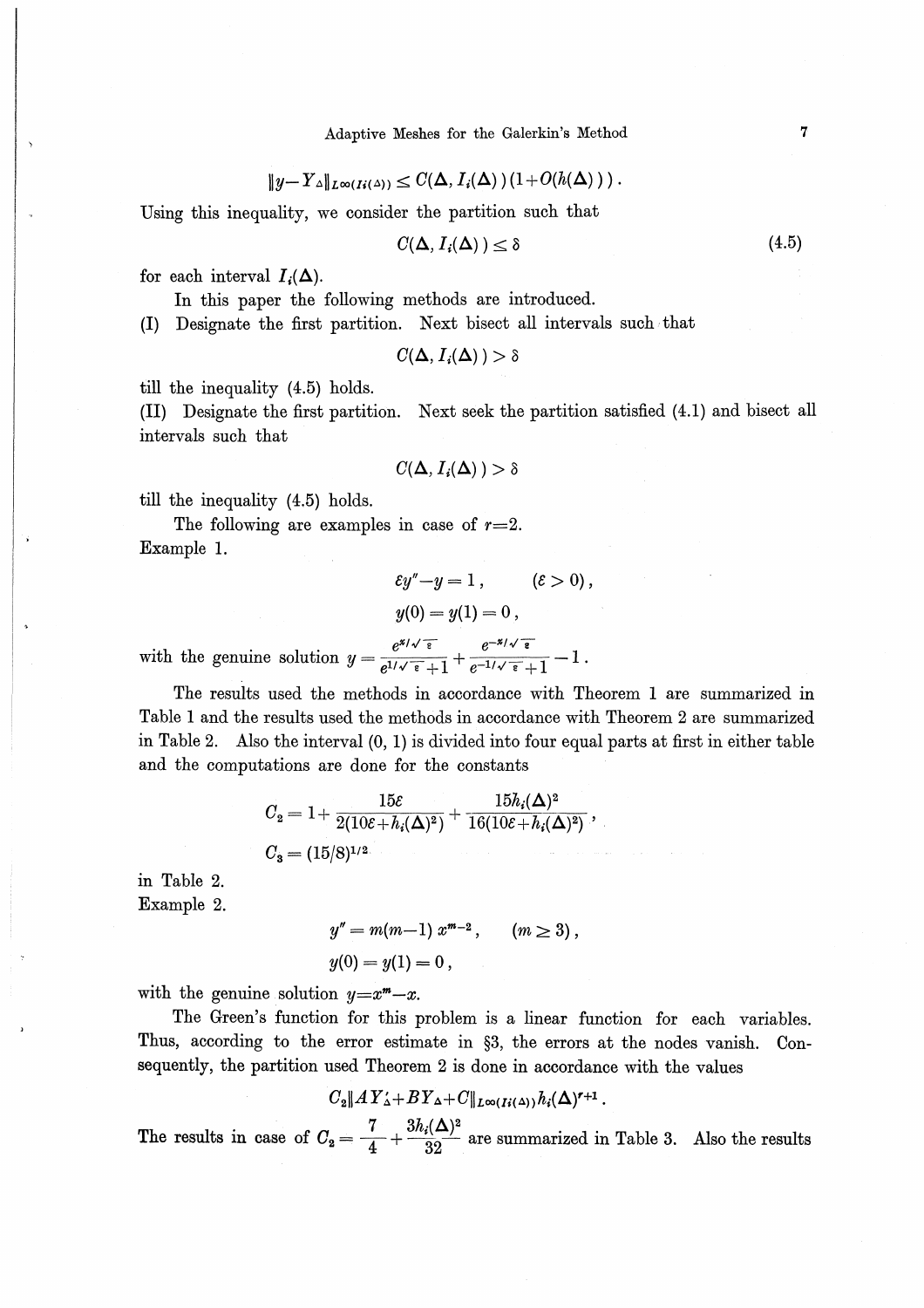$$\|y-Y_\Delta\|_{L\infty(I_i(\Delta))} \leq C(\Delta, I_i(\Delta))(1+O(h(\Delta))).$$

Using this inequality, we consider the partition such that

$$C(\Delta, I_i(\Delta)) \leq \delta \tag{4.5}$$

for each interval $I_i(\Delta)$.

In this paper the following methods are introduced.

(I) Designate the first partition. Next bisect all intervals such that

$$C(\Delta, I_i(\Delta)) > \delta$$

till the inequality (4.5) holds.

(II) Designate the first partition. Next seek the partition satisfied (4.1) and bisect all intervals such that

$$C(\Delta, I_i(\Delta)) > \delta$$

till the inequality (4.5) holds.

The following are examples in case of $r=2$.

Example 1.

$$\varepsilon y''-y=1, \qquad (\varepsilon>0),$$
$$y(0)=y(1)=0,$$

with the genuine solution $y=\dfrac{e^{x/\sqrt{\varepsilon}}}{e^{1/\sqrt{\varepsilon}}+1}+\dfrac{e^{-x/\sqrt{\varepsilon}}}{e^{-1/\sqrt{\varepsilon}}+1}-1$.

The results used the methods in accordance with Theorem 1 are summarized in Table 1 and the results used the methods in accordance with Theorem 2 are summarized in Table 2. Also the interval (0, 1) is divided into four equal parts at first in either table and the computations are done for the constants

$$C_2 = 1+\frac{15\varepsilon}{2(10\varepsilon+h_i(\Delta)^2)}+\frac{15h_i(\Delta)^2}{16(10\varepsilon+h_i(\Delta)^2)},$$
$$C_3 = (15/8)^{1/2}$$

in Table 2.

Example 2.

$$y''=m(m-1)\,x^{m-2}, \qquad (m\geq 3),$$
$$y(0)=y(1)=0,$$

with the genuine solution $y=x^m-x$.

The Green's function for this problem is a linear function for each variables. Thus, according to the error estimate in §3, the errors at the nodes vanish. Consequently, the partition used Theorem 2 is done in accordance with the values

$$C_2\|AY'_\Delta+BY_\Delta+C\|_{L\infty(I_i(\Delta))}h_i(\Delta)^{r+1}.$$

The results in case of $C_2=\dfrac{7}{4}+\dfrac{3h_i(\Delta)^2}{32}$ are summarized in Table 3. Also the results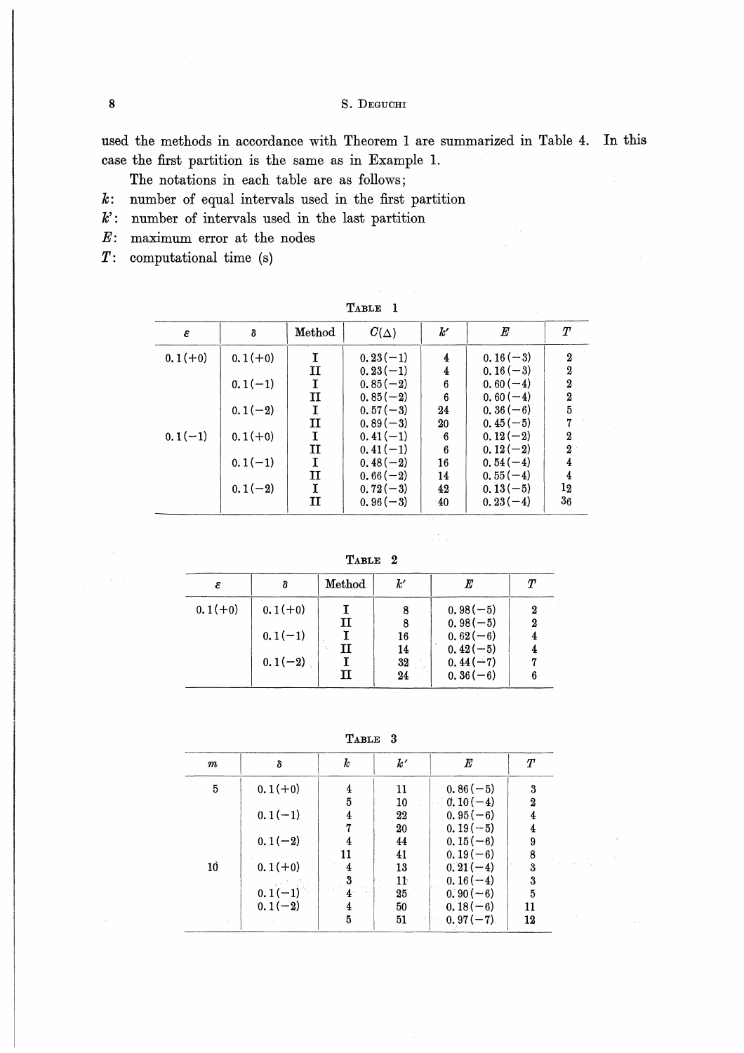used the methods in accordance with Theorem 1 are summarized in Table 4. In this case the first partition is the same as in Example 1.

The notations in each table are as follows;

$k$: number of equal intervals used in the first partition
$k'$: number of intervals used in the last partition
$E$: maximum error at the nodes
$T$: computational time (s)

TABLE 1

| $\varepsilon$ | $\delta$ | Method | $C(\Delta)$ | $k'$ | $E$ | $T$ |
|---|---|---|---|---|---|---|
| 0.1(+0) | 0.1(+0) | I | 0.23(−1) | 4 | 0.16(−3) | 2 |
| | | II | 0.23(−1) | 4 | 0.16(−3) | 2 |
| | 0.1(−1) | I | 0.85(−2) | 6 | 0.60(−4) | 2 |
| | | II | 0.85(−2) | 6 | 0.60(−4) | 2 |
| | 0.1(−2) | I | 0.57(−3) | 24 | 0.36(−6) | 5 |
| | | II | 0.89(−3) | 20 | 0.45(−5) | 7 |
| 0.1(−1) | 0.1(+0) | I | 0.41(−1) | 6 | 0.12(−2) | 2 |
| | | II | 0.41(−1) | 6 | 0.12(−2) | 2 |
| | 0.1(−1) | I | 0.48(−2) | 16 | 0.54(−4) | 4 |
| | | II | 0.66(−2) | 14 | 0.55(−4) | 4 |
| | 0.1(−2) | I | 0.72(−3) | 42 | 0.13(−5) | 12 |
| | | II | 0.96(−3) | 40 | 0.23(−4) | 36 |

TABLE 2

| $\varepsilon$ | $\delta$ | Method | $k'$ | $E$ | $T$ |
|---|---|---|---|---|---|
| 0.1(+0) | 0.1(+0) | I | 8 | 0.98(−5) | 2 |
| | | II | 8 | 0.98(−5) | 2 |
| | 0.1(−1) | I | 16 | 0.62(−6) | 4 |
| | | II | 14 | 0.42(−5) | 4 |
| | 0.1(−2) | I | 32 | 0.44(−7) | 7 |
| | | II | 24 | 0.36(−6) | 6 |

TABLE 3

| $m$ | $\delta$ | $k$ | $k'$ | $E$ | $T$ |
|---|---|---|---|---|---|
| 5 | 0.1(+0) | 4 | 11 | 0.86(−5) | 3 |
| | | 5 | 10 | 0.10(−4) | 2 |
| | 0.1(−1) | 4 | 22 | 0.95(−6) | 4 |
| | | 7 | 20 | 0.19(−5) | 4 |
| | 0.1(−2) | 4 | 44 | 0.15(−6) | 9 |
| | | 11 | 41 | 0.19(−6) | 8 |
| 10 | 0.1(+0) | 4 | 13 | 0.21(−4) | 3 |
| | | 3 | 11 | 0.16(−4) | 3 |
| | 0.1(−1) | 4 | 25 | 0.90(−6) | 5 |
| | 0.1(−2) | 4 | 50 | 0.18(−6) | 11 |
| | | 5 | 51 | 0.97(−7) | 12 |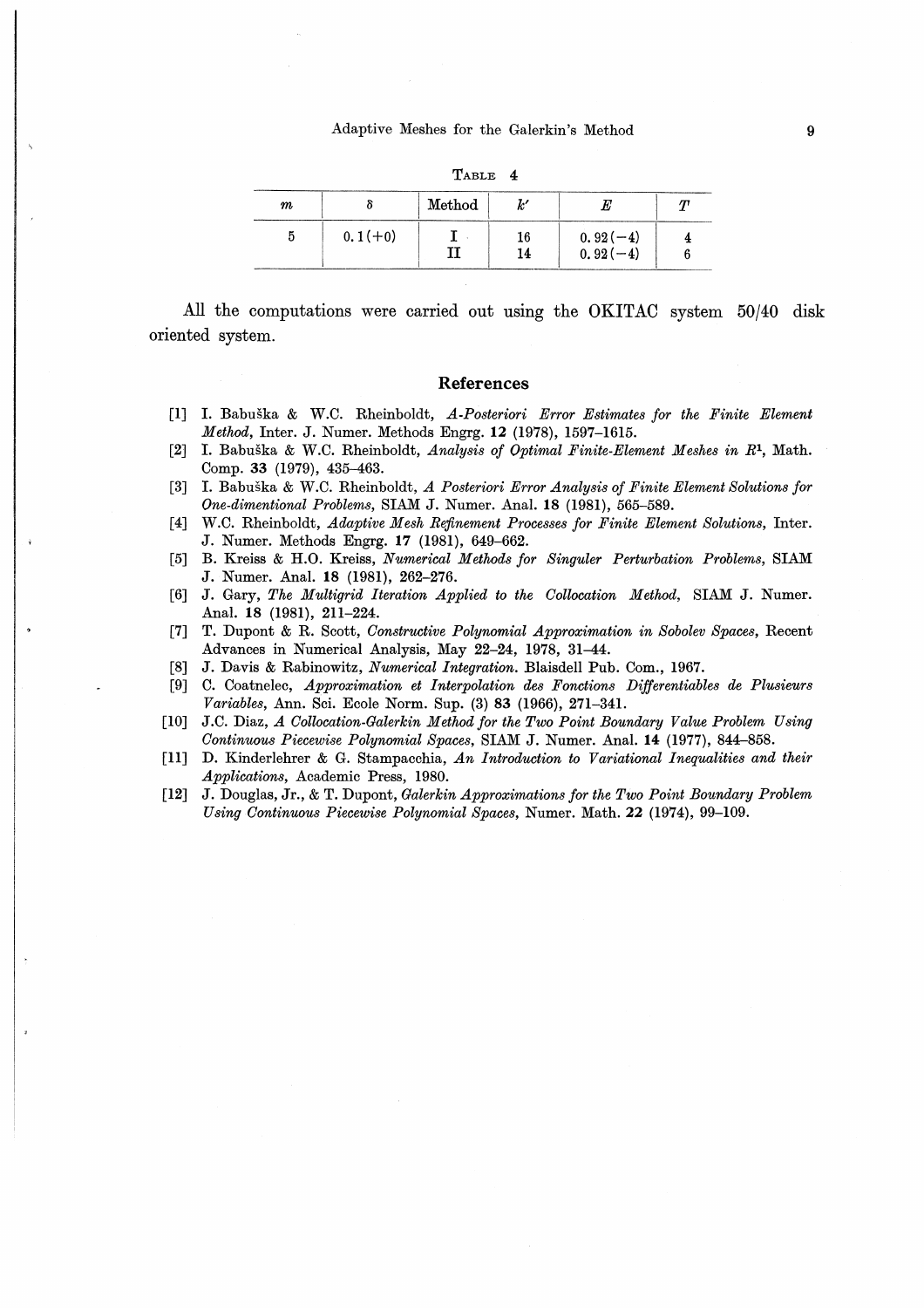TABLE 4

| $m$ | $\delta$ | Method | $k'$ | $E$ | $T$ |
|---|---|---|---|---|---|
| 5 | $0.1(+0)$ | I | 16 | $0.92(-4)$ | 4 |
| | | II | 14 | $0.92(-4)$ | 6 |

All the computations were carried out using the OKITAC system 50/40 disk oriented system.

## References

[1] I. Babuška & W.C. Rheinboldt, *A-Posteriori Error Estimates for the Finite Element Method*, Inter. J. Numer. Methods Engrg. **12** (1978), 1597–1615.

[2] I. Babuška & W.C. Rheinboldt, *Analysis of Optimal Finite-Element Meshes in $R^1$*, Math. Comp. **33** (1979), 435–463.

[3] I. Babuška & W.C. Rheinboldt, *A Posteriori Error Analysis of Finite Element Solutions for One-dimentional Problems*, SIAM J. Numer. Anal. **18** (1981), 565–589.

[4] W.C. Rheinboldt, *Adaptive Mesh Refinement Processes for Finite Element Solutions*, Inter. J. Numer. Methods Engrg. **17** (1981), 649–662.

[5] B. Kreiss & H.O. Kreiss, *Numerical Methods for Singuler Perturbation Problems*, SIAM J. Numer. Anal. **18** (1981), 262–276.

[6] J. Gary, *The Multigrid Iteration Applied to the Collocation Method*, SIAM J. Numer. Anal. **18** (1981), 211–224.

[7] T. Dupont & R. Scott, *Constructive Polynomial Approximation in Sobolev Spaces*, Recent Advances in Numerical Analysis, May 22–24, 1978, 31–44.

[8] J. Davis & Rabinowitz, *Numerical Integration*. Blaisdell Pub. Com., 1967.

[9] C. Coatnelec, *Approximation et Interpolation des Fonctions Différentiables de Plusieurs Variables*, Ann. Sci. Ecole Norm. Sup. (3) **83** (1966), 271–341.

[10] J.C. Diaz, *A Collocation-Galerkin Method for the Two Point Boundary Value Problem Using Continuous Piecewise Polynomial Spaces*, SIAM J. Numer. Anal. **14** (1977), 844–858.

[11] D. Kinderlehrer & G. Stampacchia, *An Introduction to Variational Inequalities and their Applications*, Academic Press, 1980.

[12] J. Douglas, Jr., & T. Dupont, *Galerkin Approximations for the Two Point Boundary Problem Using Continuous Piecewise Polynomial Spaces*, Numer. Math. **22** (1974), 99–109.